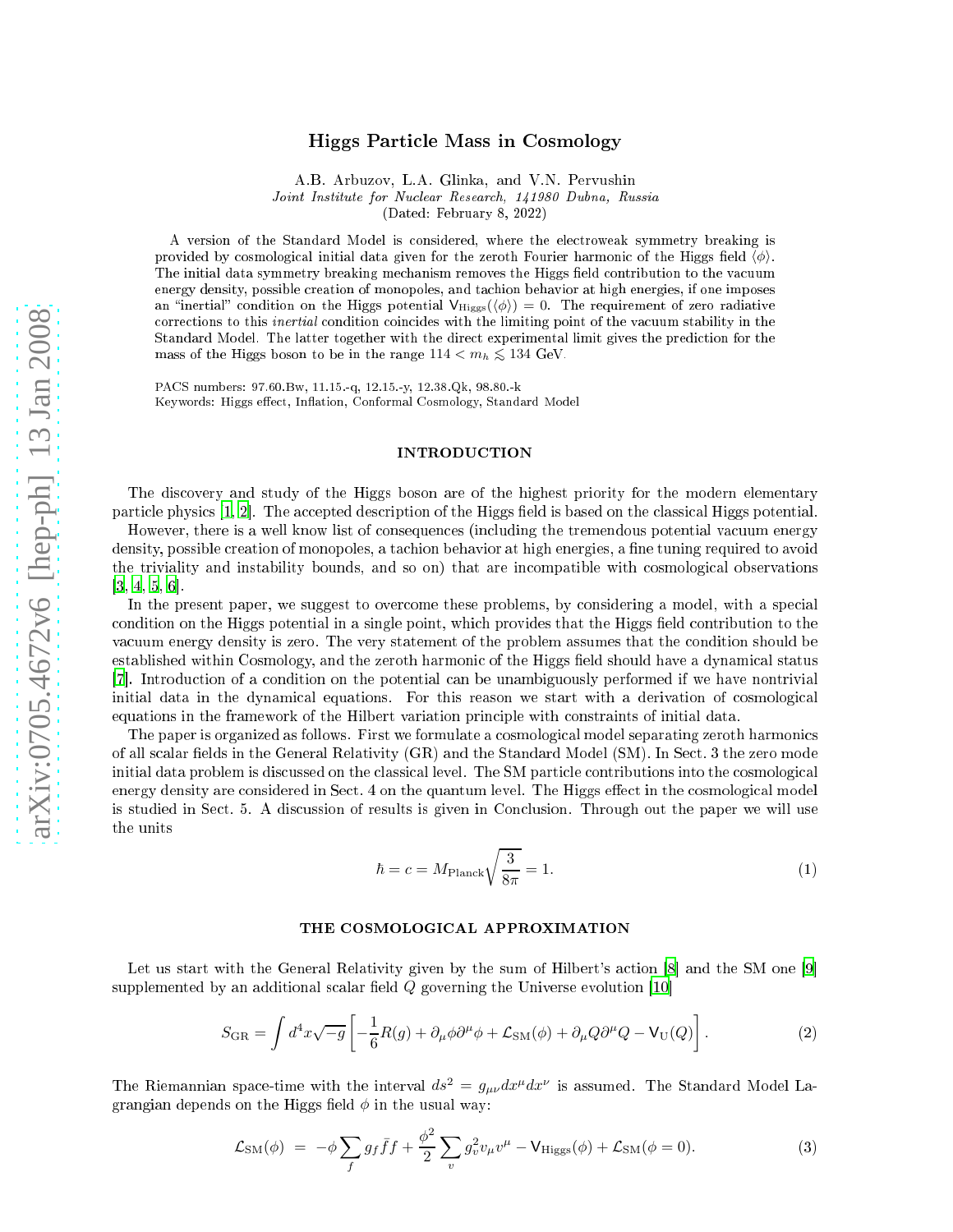# Higgs Particle Mass in Cosmology

A.B. Arbuzov, L.A. Glinka, and V.N. Pervushin

*Joint Institute for Nuclear Research, 141980 Dubna, Russia*

(Dated: February 8, 2022)

A version of the Standard Model is considered, where the electroweak symmetry breaking is provided by cosmological initial data given for the zeroth Fourier harmonic of the Higgs field $\langle\phi\rangle$. The initial data symmetry breaking mechanism removes the Higgs field contribution to the vacuum energy density, possible creation of monopoles, and tachion behavior at high energies, if one imposes an "inertial" condition on the Higgs potential $\mathsf{V}_{\rm Higgs}(\langle\phi\rangle) = 0$. The requirement of zero radiative corrections to this *inertial* condition coincides with the limiting point of the vacuum stability in the Standard Model. The latter together with the direct experimental limit gives the prediction for the mass of the Higgs boson to be in the range $114 < m_h \lesssim 134$ GeV.

PACS numbers: 97.60.Bw, 11.15.-q, 12.15.-y, 12.38.Qk, 98.80.-k

Keywords: Higgs effect, Inflation, Conformal Cosmology, Standard Model

## INTRODUCTION

The discovery and study of the Higgs boson are of the highest priority for the modern elementary particle physics [1, 2]. The accepted description of the Higgs field is based on the classical Higgs potential.

However, there is a well know list of consequences (including the tremendous potential vacuum energy density, possible creation of monopoles, a tachion behavior at high energies, a fine tuning required to avoid the triviality and instability bounds, and so on) that are incompatible with cosmological observations [3, 4, 5, 6].

In the present paper, we suggest to overcome these problems, by considering a model, with a special condition on the Higgs potential in a single point, which provides that the Higgs field contribution to the vacuum energy density is zero. The very statement of the problem assumes that the condition should be established within Cosmology, and the zeroth harmonic of the Higgs field should have a dynamical status [7]. Introduction of a condition on the potential can be unambiguously performed if we have nontrivial initial data in the dynamical equations. For this reason we start with a derivation of cosmological equations in the framework of the Hilbert variation principle with constraints of initial data.

The paper is organized as follows. First we formulate a cosmological model separating zeroth harmonics of all scalar fields in the General Relativity (GR) and the Standard Model (SM). In Sect. 3 the zero mode initial data problem is discussed on the classical level. The SM particle contributions into the cosmological energy density are considered in Sect. 4 on the quantum level. The Higgs effect in the cosmological model is studied in Sect. 5. A discussion of results is given in Conclusion. Through out the paper we will use the units

$$\hbar = c = M_{\rm Planck}\sqrt{\frac{3}{8\pi}} = 1. \tag{1}$$

## THE COSMOLOGICAL APPROXIMATION

Let us start with the General Relativity given by the sum of Hilbert's action [8] and the SM one [9] supplemented by an additional scalar field $Q$ governing the Universe evolution [10]

$$S_{\rm GR} = \int d^4x\sqrt{-g}\left[-\frac{1}{6}R(g) + \partial_\mu\phi\partial^\mu\phi + \mathcal{L}_{\rm SM}(\phi) + \partial_\mu Q\partial^\mu Q - \mathsf{V}_{\rm U}(Q)\right]. \tag{2}$$

The Riemannian space-time with the interval $ds^2 = g_{\mu\nu}dx^\mu dx^\nu$ is assumed. The Standard Model Lagrangian depends on the Higgs field $\phi$ in the usual way:

$$\mathcal{L}_{\rm SM}(\phi) \;=\; -\phi\sum_f g_f\bar{f}f + \frac{\phi^2}{2}\sum_v g_v^2 v_\mu v^\mu - \mathsf{V}_{\rm Higgs}(\phi) + \mathcal{L}_{\rm SM}(\phi = 0). \tag{3}$$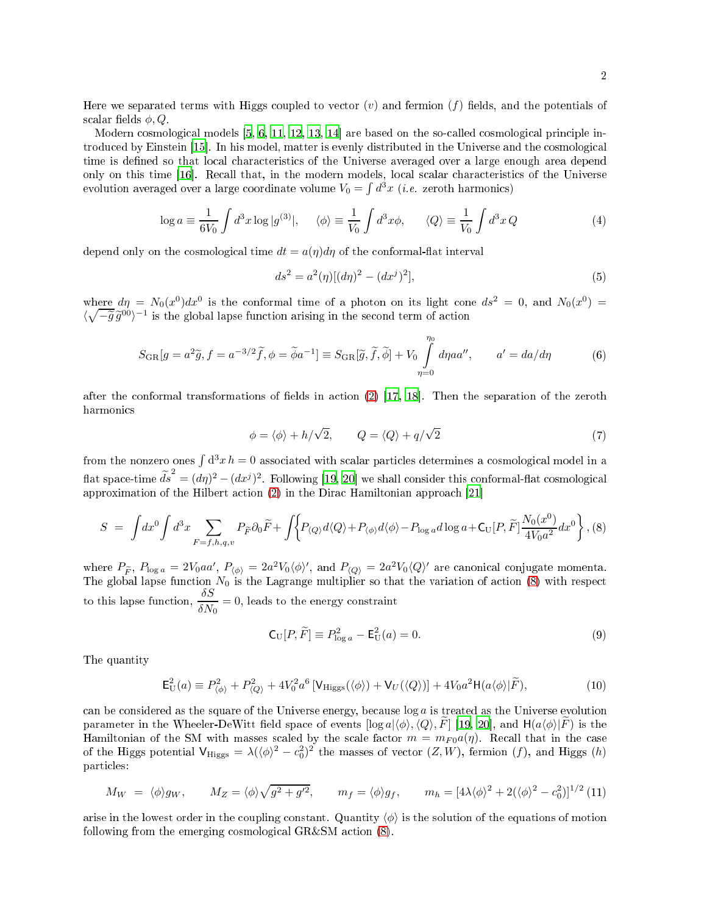Here we separated terms with Higgs coupled to vector ($v$) and fermion ($f$) fields, and the potentials of scalar fields $\phi, Q$.

Modern cosmological models [5, 6, 11, 12, 13, 14] are based on the so-called cosmological principle introduced by Einstein [15]. In his model, matter is evenly distributed in the Universe and the cosmological time is defined so that local characteristics of the Universe averaged over a large enough area depend only on this time [16]. Recall that, in the modern models, local scalar characteristics of the Universe evolution averaged over a large coordinate volume $V_0 = \int d^3x$ (*i.e.* zeroth harmonics)

$$\log a \equiv \frac{1}{6V_0}\int d^3x \log|g^{(3)}|, \qquad \langle\phi\rangle \equiv \frac{1}{V_0}\int d^3x\phi, \qquad \langle Q\rangle \equiv \frac{1}{V_0}\int d^3x\, Q \tag{4}$$

depend only on the cosmological time $dt = a(\eta)d\eta$ of the conformal-flat interval

$$ds^2 = a^2(\eta)[(d\eta)^2 - (dx^j)^2], \tag{5}$$

where $d\eta = N_0(x^0)dx^0$ is the conformal time of a photon on its light cone $ds^2 = 0$, and $N_0(x^0) = \langle\sqrt{-\widetilde{g}}\,\widetilde{g}^{00}\rangle^{-1}$ is the global lapse function arising in the second term of action

$$S_{\rm GR}[g = a^2\widetilde{g}, f = a^{-3/2}\widetilde{f}, \phi = \widetilde{\phi}a^{-1}] \equiv S_{\rm GR}[\widetilde{g},\widetilde{f},\widetilde{\phi}] + V_0\int\limits_{\eta=0}^{\eta_0} d\eta a a'', \qquad a' = da/d\eta \tag{6}$$

after the conformal transformations of fields in action (2) [17, 18]. Then the separation of the zeroth harmonics

$$\phi = \langle\phi\rangle + h/\sqrt{2}, \qquad Q = \langle Q\rangle + q/\sqrt{2} \tag{7}$$

from the nonzero ones $\int d^3x\, h = 0$ associated with scalar particles determines a cosmological model in a flat space-time $\widetilde{ds}^2 = (d\eta)^2 - (dx^j)^2$. Following [19, 20] we shall consider this conformal-flat cosmological approximation of the Hilbert action (2) in the Dirac Hamiltonian approach [21]

$$S = \int dx^0 \int d^3x \sum_{F=f,h,q,v} P_{\widetilde{F}}\partial_0\widetilde{F} + \int\left\{P_{\langle Q\rangle}d\langle Q\rangle + P_{\langle\phi\rangle}d\langle\phi\rangle - P_{\log a}d\log a + \mathsf{C}_{\rm U}[P,\widetilde{F}]\frac{N_0(x^0)}{4V_0a^2}dx^0\right\}, \tag{8}$$

where $P_{\widetilde{F}}$, $P_{\log a} = 2V_0aa'$, $P_{\langle\phi\rangle} = 2a^2V_0\langle\phi\rangle'$, and $P_{\langle Q\rangle} = 2a^2V_0\langle Q\rangle'$ are canonical conjugate momenta. The global lapse function $N_0$ is the Lagrange multiplier so that the variation of action (8) with respect to this lapse function, $\dfrac{\delta S}{\delta N_0} = 0$, leads to the energy constraint

$$\mathsf{C}_{\rm U}[P,\widetilde{F}] \equiv P^2_{\log a} - \mathsf{E}^2_{\rm U}(a) = 0. \tag{9}$$

The quantity

$$\mathsf{E}^2_{\rm U}(a) \equiv P^2_{\langle\phi\rangle} + P^2_{\langle Q\rangle} + 4V_0^2a^6\left[\mathsf{V}_{\rm Higgs}(\langle\phi\rangle) + \mathsf{V}_U(\langle Q\rangle)\right] + 4V_0a^2\mathsf{H}(a\langle\phi\rangle|\widetilde{F}), \tag{10}$$

can be considered as the square of the Universe energy, because $\log a$ is treated as the Universe evolution parameter in the Wheeler-DeWitt field space of events $[\log a|\langle\phi\rangle, \langle Q\rangle, \widetilde{F}]$ [19, 20], and $\mathsf{H}(a\langle\phi\rangle|\widetilde{F})$ is the Hamiltonian of the SM with masses scaled by the scale factor $m = m_{F0}a(\eta)$. Recall that in the case of the Higgs potential $\mathsf{V}_{\rm Higgs} = \lambda(\langle\phi\rangle^2 - c_0^2)^2$ the masses of vector ($Z, W$), fermion ($f$), and Higgs ($h$) particles:

$$M_W = \langle\phi\rangle g_W, \qquad M_Z = \langle\phi\rangle\sqrt{g^2 + g'^2}, \qquad m_f = \langle\phi\rangle g_f, \qquad m_h = [4\lambda\langle\phi\rangle^2 + 2(\langle\phi\rangle^2 - c_0^2)]^{1/2} \tag{11}$$

arise in the lowest order in the coupling constant. Quantity $\langle\phi\rangle$ is the solution of the equations of motion following from the emerging cosmological GR&SM action (8).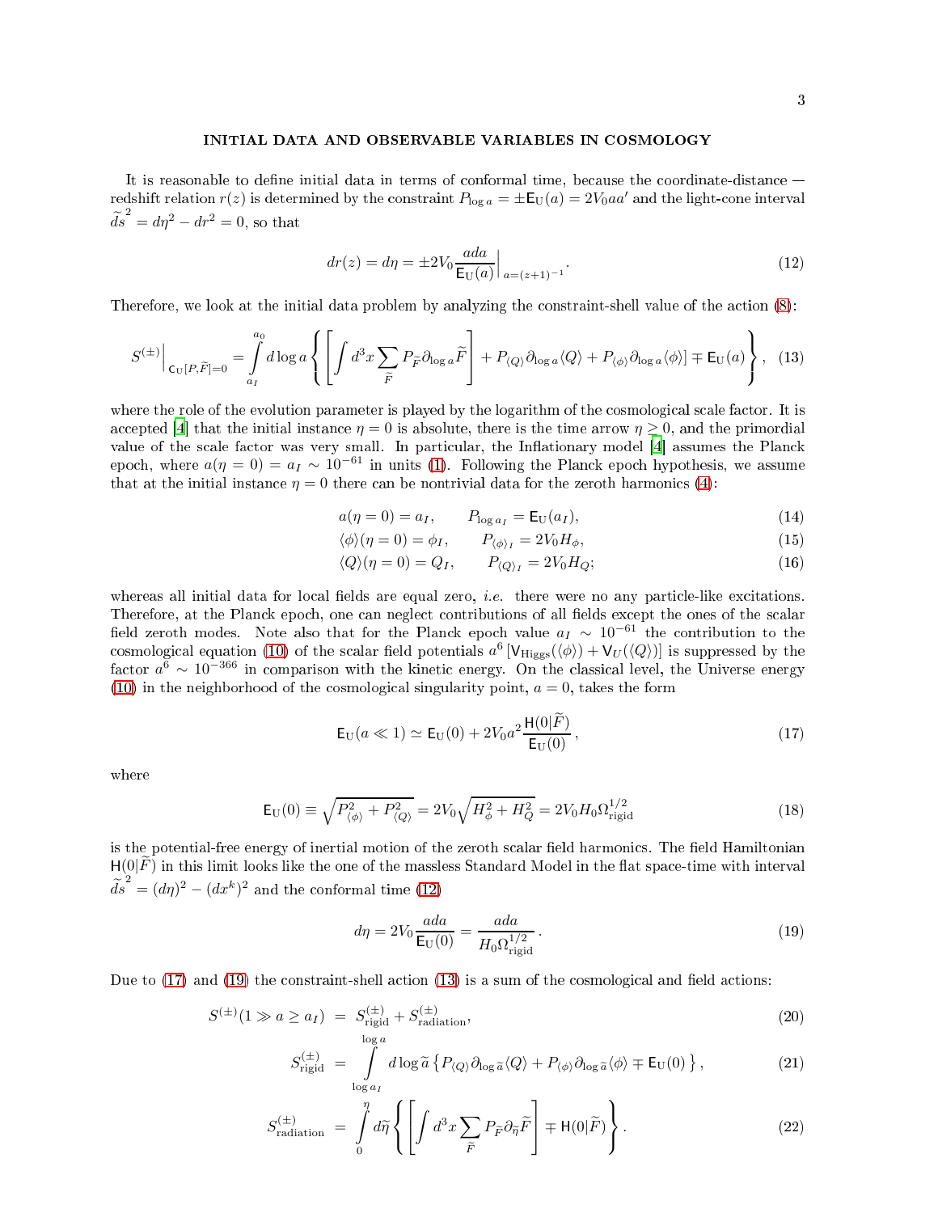## INITIAL DATA AND OBSERVABLE VARIABLES IN COSMOLOGY

It is reasonable to define initial data in terms of conformal time, because the coordinate-distance — redshift relation $r(z)$ is determined by the constraint $P_{\log a} = \pm \mathsf{E}_{\rm U}(a) = 2V_0 a a'$ and the light-cone interval $\widetilde{ds}^2 = d\eta^2 - dr^2 = 0$, so that

$$dr(z) = d\eta = \pm 2V_0 \frac{a da}{\mathsf{E}_{\rm U}(a)}\Big|_{a=(z+1)^{-1}}. \tag{12}$$

Therefore, we look at the initial data problem by analyzing the constraint-shell value of the action (8):

$$S^{(\pm)}\Big|_{\mathsf{C}_{\rm U}[P,\widetilde{F}]=0} = \int\limits_{a_I}^{a_0} d\log a \left\{ \left[ \int d^3x \sum_{\widetilde{F}} P_{\widetilde{F}} \partial_{\log a} \widetilde{F} \right] + P_{\langle Q\rangle} \partial_{\log a} \langle Q\rangle + P_{\langle \phi\rangle} \partial_{\log a} \langle \phi\rangle] \mp \mathsf{E}_{\rm U}(a) \right\}, \tag{13}$$

where the role of the evolution parameter is played by the logarithm of the cosmological scale factor. It is accepted [4] that the initial instance $\eta = 0$ is absolute, there is the time arrow $\eta \geq 0$, and the primordial value of the scale factor was very small. In particular, the Inflationary model [4] assumes the Planck epoch, where $a(\eta = 0) = a_I \sim 10^{-61}$ in units (1). Following the Planck epoch hypothesis, we assume that at the initial instance $\eta = 0$ there can be nontrivial data for the zeroth harmonics (4):

$$a(\eta = 0) = a_I, \qquad P_{\log a_I} = \mathsf{E}_{\rm U}(a_I), \tag{14}$$

$$\langle \phi\rangle(\eta = 0) = \phi_I, \qquad P_{\langle \phi\rangle_I} = 2V_0 H_\phi, \tag{15}$$

$$\langle Q\rangle(\eta = 0) = Q_I, \qquad P_{\langle Q\rangle_I} = 2V_0 H_Q; \tag{16}$$

whereas all initial data for local fields are equal zero, *i.e.* there were no any particle-like excitations. Therefore, at the Planck epoch, one can neglect contributions of all fields except the ones of the scalar field zeroth modes. Note also that for the Planck epoch value $a_I \sim 10^{-61}$ the contribution to the cosmological equation (10) of the scalar field potentials $a^6\,[\mathsf{V}_{\rm Higgs}(\langle\phi\rangle) + \mathsf{V}_U(\langle Q\rangle)]$ is suppressed by the factor $a^6 \sim 10^{-366}$ in comparison with the kinetic energy. On the classical level, the Universe energy (10) in the neighborhood of the cosmological singularity point, $a = 0$, takes the form

$$\mathsf{E}_{\rm U}(a \ll 1) \simeq \mathsf{E}_{\rm U}(0) + 2V_0 a^2 \frac{\mathsf{H}(0|\widetilde{F})}{\mathsf{E}_{\rm U}(0)}, \tag{17}$$

where

$$\mathsf{E}_{\rm U}(0) \equiv \sqrt{P^2_{\langle\phi\rangle} + P^2_{\langle Q\rangle}} = 2V_0\sqrt{H^2_\phi + H^2_Q} = 2V_0 H_0 \Omega^{1/2}_{\rm rigid} \tag{18}$$

is the potential-free energy of inertial motion of the zeroth scalar field harmonics. The field Hamiltonian $\mathsf{H}(0|\widetilde{F})$ in this limit looks like the one of the massless Standard Model in the flat space-time with interval $\widetilde{ds}^2 = (d\eta)^2 - (dx^k)^2$ and the conformal time (12)

$$d\eta = 2V_0 \frac{a da}{\mathsf{E}_{\rm U}(0)} = \frac{a da}{H_0 \Omega^{1/2}_{\rm rigid}}. \tag{19}$$

Due to (17) and (19) the constraint-shell action (13) is a sum of the cosmological and field actions:

$$S^{(\pm)}(1 \gg a \geq a_I) = S^{(\pm)}_{\rm rigid} + S^{(\pm)}_{\rm radiation}, \tag{20}$$

$$S^{(\pm)}_{\rm rigid} = \int\limits_{\log a_I}^{\log a} d\log\widetilde{a} \left\{ P_{\langle Q\rangle} \partial_{\log\widetilde{a}} \langle Q\rangle + P_{\langle\phi\rangle} \partial_{\log\widetilde{a}} \langle\phi\rangle \mp \mathsf{E}_{\rm U}(0) \right\}, \tag{21}$$

$$S^{(\pm)}_{\rm radiation} = \int\limits_{0}^{\eta} d\widetilde{\eta} \left\{ \left[ \int d^3x \sum_{\widetilde{F}} P_{\widetilde{F}} \partial_{\widetilde{\eta}} \widetilde{F} \right] \mp \mathsf{H}(0|\widetilde{F}) \right\}. \tag{22}$$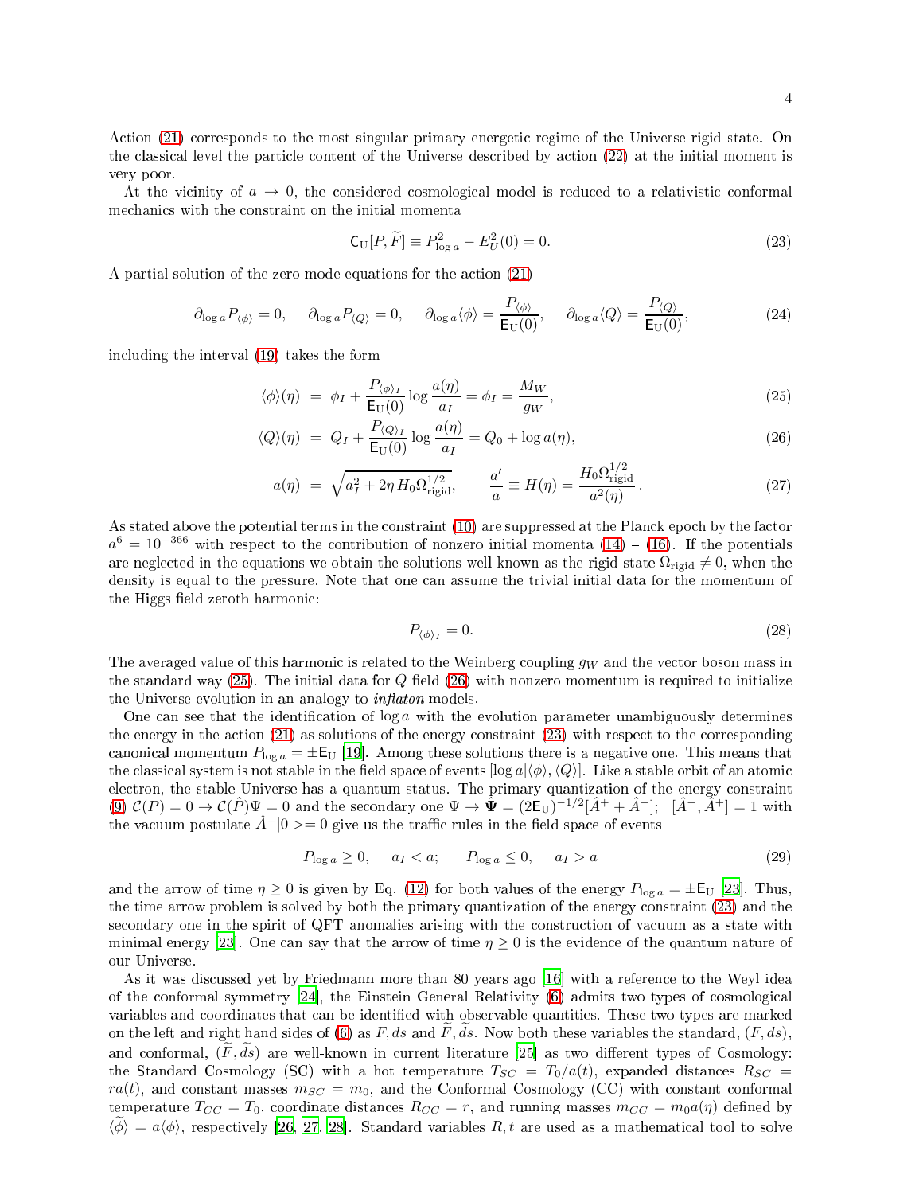Action (21) corresponds to the most singular primary energetic regime of the Universe rigid state. On the classical level the particle content of the Universe described by action (22) at the initial moment is very poor.

At the vicinity of $a \to 0$, the considered cosmological model is reduced to a relativistic conformal mechanics with the constraint on the initial momenta

$$\mathsf{C}_{\rm U}[P, \widetilde{F}] \equiv P^2_{\log a} - E^2_U(0) = 0. \tag{23}$$

A partial solution of the zero mode equations for the action (21)

$$\partial_{\log a} P_{\langle\phi\rangle} = 0, \quad \partial_{\log a} P_{\langle Q\rangle} = 0, \quad \partial_{\log a}\langle\phi\rangle = \frac{P_{\langle\phi\rangle}}{\mathsf{E}_{\rm U}(0)}, \quad \partial_{\log a}\langle Q\rangle = \frac{P_{\langle Q\rangle}}{\mathsf{E}_{\rm U}(0)}, \tag{24}$$

including the interval (19) takes the form

$$\langle\phi\rangle(\eta) = \phi_I + \frac{P_{\langle\phi\rangle_I}}{\mathsf{E}_{\rm U}(0)}\log\frac{a(\eta)}{a_I} = \phi_I = \frac{M_W}{g_W}, \tag{25}$$

$$\langle Q\rangle(\eta) = Q_I + \frac{P_{\langle Q\rangle_I}}{\mathsf{E}_{\rm U}(0)}\log\frac{a(\eta)}{a_I} = Q_0 + \log a(\eta), \tag{26}$$

$$a(\eta) = \sqrt{a_I^2 + 2\eta H_0 \Omega^{1/2}_{\rm rigid}}, \qquad \frac{a'}{a} \equiv H(\eta) = \frac{H_0 \Omega^{1/2}_{\rm rigid}}{a^2(\eta)}. \tag{27}$$

As stated above the potential terms in the constraint (10) are suppressed at the Planck epoch by the factor $a^6 = 10^{-366}$ with respect to the contribution of nonzero initial momenta (14) – (16). If the potentials are neglected in the equations we obtain the solutions well known as the rigid state $\Omega_{\rm rigid} \neq 0$, when the density is equal to the pressure. Note that one can assume the trivial initial data for the momentum of the Higgs field zeroth harmonic:

$$P_{\langle\phi\rangle_I} = 0. \tag{28}$$

The averaged value of this harmonic is related to the Weinberg coupling $g_W$ and the vector boson mass in the standard way (25). The initial data for $Q$ field (26) with nonzero momentum is required to initialize the Universe evolution in an analogy to *inflaton* models.

One can see that the identification of $\log a$ with the evolution parameter unambiguously determines the energy in the action (21) as solutions of the energy constraint (23) with respect to the corresponding canonical momentum $P_{\log a} = \pm \mathsf{E}_{\rm U}$ [19]. Among these solutions there is a negative one. This means that the classical system is not stable in the field space of events $[\log a|\langle\phi\rangle, \langle Q\rangle]$. Like a stable orbit of an atomic electron, the stable Universe has a quantum status. The primary quantization of the energy constraint (9) $\mathcal{C}(P) = 0 \to \mathcal{C}(\hat{P})\Psi = 0$ and the secondary one $\Psi \to \hat{\Psi} = (2\mathsf{E}_{\rm U})^{-1/2}[\hat{A}^+ + \hat{A}^-]$; $[\hat{A}^-, \hat{A}^+] = 1$ with the vacuum postulate $\hat{A}^-|0>= 0$ give us the traffic rules in the field space of events

$$P_{\log a} \geq 0, \quad a_I < a; \qquad P_{\log a} \leq 0, \quad a_I > a \tag{29}$$

and the arrow of time $\eta \geq 0$ is given by Eq. (12) for both values of the energy $P_{\log a} = \pm \mathsf{E}_{\rm U}$ [23]. Thus, the time arrow problem is solved by both the primary quantization of the energy constraint (23) and the secondary one in the spirit of QFT anomalies arising with the construction of vacuum as a state with minimal energy [23]. One can say that the arrow of time $\eta \geq 0$ is the evidence of the quantum nature of our Universe.

As it was discussed yet by Friedmann more than 80 years ago [16] with a reference to the Weyl idea of the conformal symmetry [24], the Einstein General Relativity (6) admits two types of cosmological variables and coordinates that can be identified with observable quantities. These two types are marked on the left and right hand sides of (6) as $F, ds$ and $\widetilde{F}, \widetilde{ds}$. Now both these variables the standard, $(F, ds)$, and conformal, $(\widetilde{F}, \widetilde{ds})$ are well-known in current literature [25] as two different types of Cosmology: the Standard Cosmology (SC) with a hot temperature $T_{SC} = T_0/a(t)$, expanded distances $R_{SC} = ra(t)$, and constant masses $m_{SC} = m_0$, and the Conformal Cosmology (CC) with constant conformal temperature $T_{CC} = T_0$, coordinate distances $R_{CC} = r$, and running masses $m_{CC} = m_0 a(\eta)$ defined by $\langle\widetilde{\phi}\rangle = a\langle\phi\rangle$, respectively [26, 27, 28]. Standard variables $R, t$ are used as a mathematical tool to solve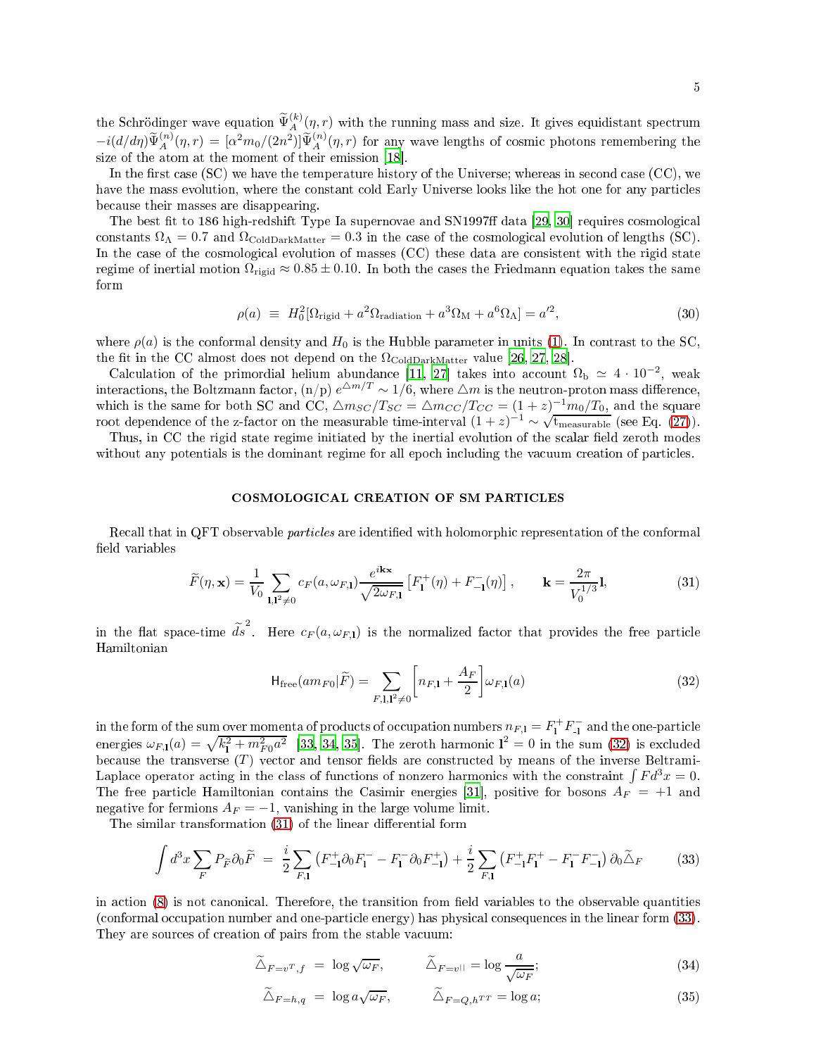the Schrödinger wave equation $\widetilde{\Psi}_A^{(k)}(\eta, r)$ with the running mass and size. It gives equidistant spectrum $-i(d/d\eta)\widetilde{\Psi}_A^{(n)}(\eta, r) = [\alpha^2 m_0/(2n^2)]\widetilde{\Psi}_A^{(n)}(\eta, r)$ for any wave lengths of cosmic photons remembering the size of the atom at the moment of their emission [18].

In the first case (SC) we have the temperature history of the Universe; whereas in second case (CC), we have the mass evolution, where the constant cold Early Universe looks like the hot one for any particles because their masses are disappearing.

The best fit to 186 high-redshift Type Ia supernovae and SN1997ff data [29, 30] requires cosmological constants $\Omega_\Lambda = 0.7$ and $\Omega_{\rm ColdDarkMatter} = 0.3$ in the case of the cosmological evolution of lengths (SC). In the case of the cosmological evolution of masses (CC) these data are consistent with the rigid state regime of inertial motion $\Omega_{\rm rigid} \approx 0.85 \pm 0.10$. In both the cases the Friedmann equation takes the same form

$$\rho(a) \equiv H_0^2[\Omega_{\rm rigid} + a^2\Omega_{\rm radiation} + a^3\Omega_{\rm M} + a^6\Omega_\Lambda] = a'^2, \tag{30}$$

where $\rho(a)$ is the conformal density and $H_0$ is the Hubble parameter in units (1). In contrast to the SC, the fit in the CC almost does not depend on the $\Omega_{\rm ColdDarkMatter}$ value [26, 27, 28].

Calculation of the primordial helium abundance [11, 27] takes into account $\Omega_{\rm b} \simeq 4\cdot 10^{-2}$, weak interactions, the Boltzmann factor, (n/p) $e^{\triangle m/T} \sim 1/6$, where $\triangle m$ is the neutron-proton mass difference, which is the same for both SC and CC, $\triangle m_{SC}/T_{SC} = \triangle m_{CC}/T_{CC} = (1+z)^{-1}m_0/T_0$, and the square root dependence of the z-factor on the measurable time-interval $(1+z)^{-1} \sim \sqrt{\rm t_{measurable}}$ (see Eq. (27)).

Thus, in CC the rigid state regime initiated by the inertial evolution of the scalar field zeroth modes without any potentials is the dominant regime for all epoch including the vacuum creation of particles.

## COSMOLOGICAL CREATION OF SM PARTICLES

Recall that in QFT observable *particles* are identified with holomorphic representation of the conformal field variables

$$\widetilde{F}(\eta, \mathbf{x}) = \frac{1}{V_0}\sum_{\mathbf{l},\mathbf{l}^2\neq 0} c_F(a, \omega_{F,\mathbf{l}})\frac{e^{i\mathbf{kx}}}{\sqrt{2\omega_{F,\mathbf{l}}}}\left[F_{\mathbf{l}}^+(\eta) + F_{-\mathbf{l}}^-(\eta)\right], \qquad \mathbf{k} = \frac{2\pi}{V_0^{1/3}}\mathbf{l}, \tag{31}$$

in the flat space-time $\widetilde{ds}^2$. Here $c_F(a, \omega_{F,\mathbf{l}})$ is the normalized factor that provides the free particle Hamiltonian

$$\mathsf{H}_{\rm free}(am_{F0}|\widetilde{F}) = \sum_{F,\mathbf{l},\mathbf{l}^2\neq 0}\left[n_{F,\mathbf{l}} + \frac{A_F}{2}\right]\omega_{F,\mathbf{l}}(a) \tag{32}$$

in the form of the sum over momenta of products of occupation numbers $n_{F,\mathbf{l}} = F_{\mathbf{l}}^+ F_{\mathbf{-l}}^-$ and the one-particle energies $\omega_{F,\mathbf{l}}(a) = \sqrt{k_{\mathbf{l}}^2 + m_{F0}^2 a^2}$ [33, 34, 35]. The zeroth harmonic $\mathbf{l}^2 = 0$ in the sum (32) is excluded because the transverse ($T$) vector and tensor fields are constructed by means of the inverse Beltrami-Laplace operator acting in the class of functions of nonzero harmonics with the constraint $\int F d^3x = 0$. The free particle Hamiltonian contains the Casimir energies [31], positive for bosons $A_F = +1$ and negative for fermions $A_F = -1$, vanishing in the large volume limit.

The similar transformation (31) of the linear differential form

$$\int d^3x \sum_F P_{\widetilde{F}}\partial_0\widetilde{F} = \frac{i}{2}\sum_{F,\mathbf{l}}\left(F_{-\mathbf{l}}^+\partial_0 F_{\mathbf{l}}^- - F_{\mathbf{l}}^-\partial_0 F_{-\mathbf{l}}^+\right) + \frac{i}{2}\sum_{F,\mathbf{l}}\left(F_{-\mathbf{l}}^+ F_{\mathbf{l}}^+ - F_{\mathbf{l}}^- F_{-\mathbf{l}}^-\right)\partial_0\widetilde{\triangle}_F \tag{33}$$

in action (8) is not canonical. Therefore, the transition from field variables to the observable quantities (conformal occupation number and one-particle energy) has physical consequences in the linear form (33). They are sources of creation of pairs from the stable vacuum:

$$\widetilde{\triangle}_{F=v^T,f} = \log\sqrt{\omega_F}, \qquad \widetilde{\triangle}_{F=v^{||}} = \log\frac{a}{\sqrt{\omega_F}}; \tag{34}$$

$$\widetilde{\triangle}_{F=h,q} = \log a\sqrt{\omega_F}, \qquad \widetilde{\triangle}_{F=Q,h^{TT}} = \log a; \tag{35}$$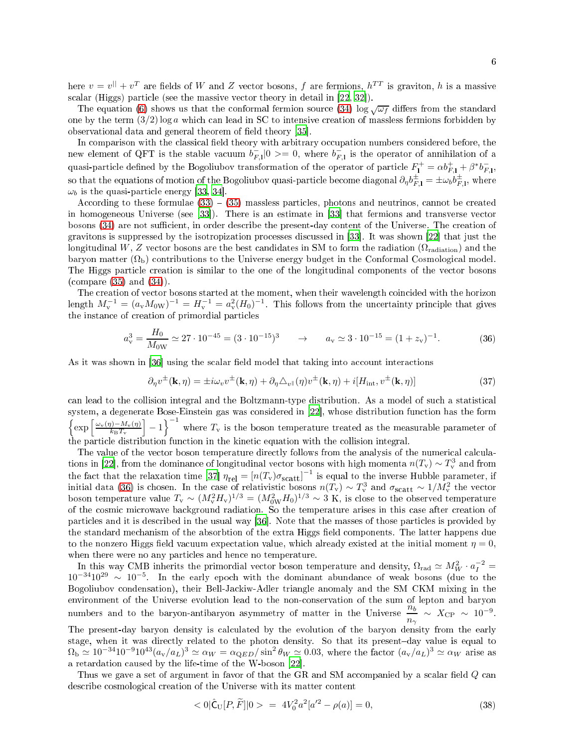here $v = v^{||} + v^T$ are fields of $W$ and $Z$ vector bosons, $f$ are fermions, $h^{TT}$ is graviton, $h$ is a massive scalar (Higgs) particle (see the massive vector theory in detail in [22, 32]).

The equation (6) shows us that the conformal fermion source (34) $\log\sqrt{\omega_f}$ differs from the standard one by the term $(3/2)\log a$ which can lead in SC to intensive creation of massless fermions forbidden by observational data and general theorem of field theory [35].

In comparison with the classical field theory with arbitrary occupation numbers considered before, the new element of QFT is the stable vacuum $b^-_{F,\mathbf{l}}|0>= 0$, where $b^-_{F,\mathbf{l}}$ is the operator of annihilation of a quasi-particle defined by the Bogoliubov transformation of the operator of particle $F^+_{\mathbf{l}} = \alpha b^+_{F,\mathbf{l}} + \beta^* b^-_{F,\mathbf{l}}$, so that the equations of motion of the Bogoliubov quasi-particle become diagonal $\partial_\eta b^\pm_{F,\mathbf{l}} = \pm\omega_b b^\pm_{F,\mathbf{l}}$, where $\omega_b$ is the quasi-particle energy [33, 34].

According to these formulae (33) – (35) massless particles, photons and neutrinos, cannot be created in homogeneous Universe (see [33]). There is an estimate in [33] that fermions and transverse vector bosons (34) are not sufficient, in order describe the present-day content of the Universe. The creation of gravitons is suppressed by the isotropization processes discussed in [33]. It was shown [22] that just the longitudinal $W$, $Z$ vector bosons are the best candidates in SM to form the radiation ($\Omega_{\rm radiation}$) and the baryon matter ($\Omega_{\rm b}$) contributions to the Universe energy budget in the Conformal Cosmological model. The Higgs particle creation is similar to the one of the longitudinal components of the vector bosons (compare (35) and (34)).

The creation of vector bosons started at the moment, when their wavelength coincided with the horizon length $M_{\rm v}^{-1} = (a_{\rm v} M_{0\rm W})^{-1} = H_{\rm v}^{-1} = a_{\rm v}^2 (H_0)^{-1}$. This follows from the uncertainty principle that gives the instance of creation of primordial particles

$$a_{\rm v}^3 = \frac{H_0}{M_{0\rm W}} \simeq 27\cdot 10^{-45} = (3\cdot 10^{-15})^3 \qquad \to \qquad a_{\rm v} \simeq 3\cdot 10^{-15} = (1+z_{\rm v})^{-1}. \tag{36}$$

As it was shown in [36] using the scalar field model that taking into account interactions

$$\partial_\eta v^\pm(\mathbf{k},\eta) = \pm i\omega_v v^\pm(\mathbf{k},\eta) + \partial_\eta \triangle_{v^{||}}(\eta) v^\pm(\mathbf{k},\eta) + i[H_{\rm int}, v^\pm(\mathbf{k},\eta)] \tag{37}$$

can lead to the collision integral and the Boltzmann-type distribution. As a model of such a statistical system, a degenerate Bose-Einstein gas was considered in [22], whose distribution function has the form $\left\{\exp\left[\frac{\omega_{\rm v}(\eta) - M_{\rm v}(\eta)}{k_{\rm B} T_{\rm v}}\right] - 1\right\}^{-1}$ where $T_{\rm v}$ is the boson temperature treated as the measurable parameter of the particle distribution function in the kinetic equation with the collision integral.

The value of the vector boson temperature directly follows from the analysis of the numerical calculations in [22], from the dominance of longitudinal vector bosons with high momenta $n(T_{\rm v}) \sim T_{\rm v}^3$ and from the fact that the relaxation time [37] $\eta_{\rm rel} = [n(T_{\rm v})\sigma_{\rm scatt}]^{-1}$ is equal to the inverse Hubble parameter, if initial data (36) is chosen. In the case of relativistic bosons $n(T_{\rm v}) \sim T_{\rm v}^3$ and $\sigma_{\rm scatt} \sim 1/M_{\rm v}^2$ the vector boson temperature value $T_{\rm v} \sim (M_{\rm v}^2 H_{\rm v})^{1/3} = (M_{0\rm W}^2 H_0)^{1/3} \sim 3$ K, is close to the observed temperature of the cosmic microwave background radiation. So the temperature arises in this case after creation of particles and it is described in the usual way [36]. Note that the masses of those particles is provided by the standard mechanism of the absorbtion of the extra Higgs field components. The latter happens due to the nonzero Higgs field vacuum expectation value, which already existed at the initial moment $\eta = 0$, when there were no any particles and hence no temperature.

In this way CMB inherits the primordial vector boson temperature and density, $\Omega_{\rm rad} \simeq M_W^2 \cdot a_I^{-2} = 10^{-34} 10^{29} \sim 10^{-5}$. In the early epoch with the dominant abundance of weak bosons (due to the Bogoliubov condensation), their Bell-Jackiw-Adler triangle anomaly and the SM CKM mixing in the environment of the Universe evolution lead to the non-conservation of the sum of lepton and baryon numbers and to the baryon-antibaryon asymmetry of matter in the Universe $\dfrac{n_b}{n_\gamma} \sim X_{\rm CP} \sim 10^{-9}$. The present-day baryon density is calculated by the evolution of the baryon density from the early stage, when it was directly related to the photon density. So that its present–day value is equal to $\Omega_{\rm b} \simeq 10^{-34} 10^{-9} 10^{43} (a_{\rm v}/a_L)^3 \simeq \alpha_W = \alpha_{QED}/\sin^2\theta_W \simeq 0.03$, where the factor $(a_{\rm v}/a_L)^3 \simeq \alpha_W$ arise as a retardation caused by the life-time of the W-boson [22].

Thus we gave a set of argument in favor of that the GR and SM accompanied by a scalar field $Q$ can describe cosmological creation of the Universe with its matter content

$$<0|\hat{\mathsf{C}}_{\rm U}[P, \widetilde{F}]|0> \;=\; 4V_0^2 a^2 [a'^2 - \rho(a)] = 0, \tag{38}$$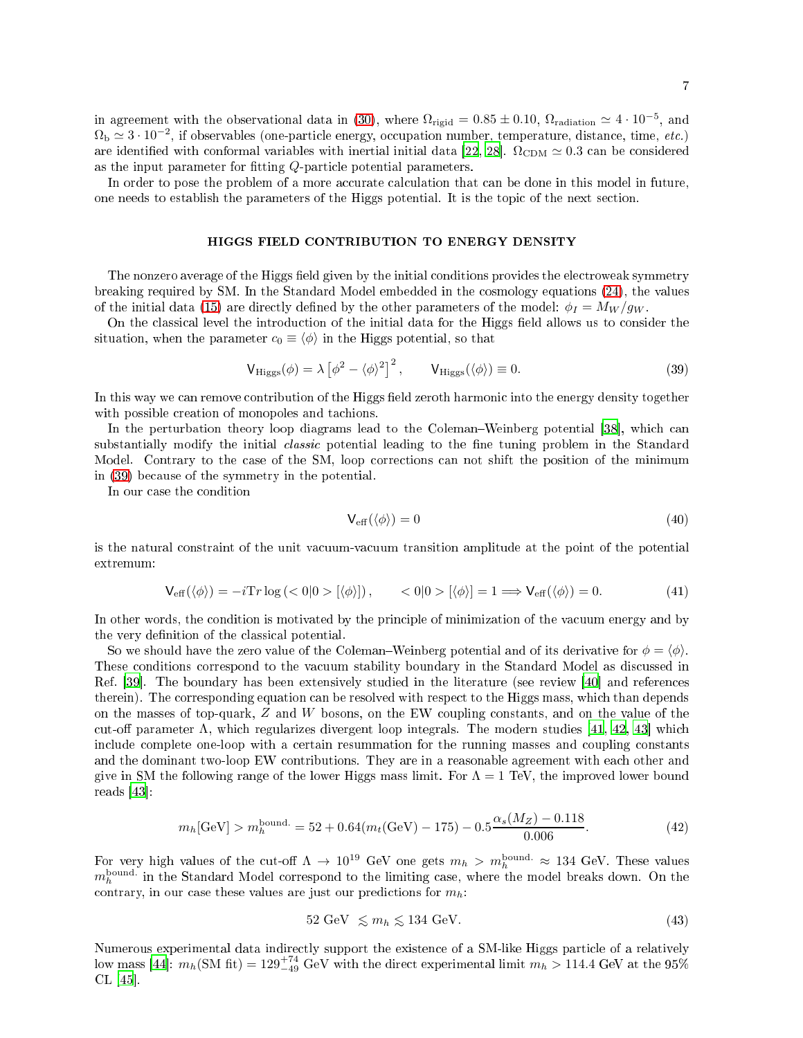in agreement with the observational data in (30), where $\Omega_{\rm rigid} = 0.85 \pm 0.10$, $\Omega_{\rm radiation} \simeq 4 \cdot 10^{-5}$, and $\Omega_{\rm b} \simeq 3 \cdot 10^{-2}$, if observables (one-particle energy, occupation number, temperature, distance, time, *etc.*) are identified with conformal variables with inertial initial data [22, 28]. $\Omega_{\rm CDM} \simeq 0.3$ can be considered as the input parameter for fitting $Q$-particle potential parameters.

In order to pose the problem of a more accurate calculation that can be done in this model in future, one needs to establish the parameters of the Higgs potential. It is the topic of the next section.

## HIGGS FIELD CONTRIBUTION TO ENERGY DENSITY

The nonzero average of the Higgs field given by the initial conditions provides the electroweak symmetry breaking required by SM. In the Standard Model embedded in the cosmology equations (24), the values of the initial data (15) are directly defined by the other parameters of the model: $\phi_I = M_W/g_W$.

On the classical level the introduction of the initial data for the Higgs field allows us to consider the situation, when the parameter $c_0 \equiv \langle\phi\rangle$ in the Higgs potential, so that

$$\mathsf{V}_{\rm Higgs}(\phi) = \lambda\left[\phi^2 - \langle\phi\rangle^2\right]^2, \qquad \mathsf{V}_{\rm Higgs}(\langle\phi\rangle) \equiv 0. \tag{39}$$

In this way we can remove contribution of the Higgs field zeroth harmonic into the energy density together with possible creation of monopoles and tachions.

In the perturbation theory loop diagrams lead to the Coleman–Weinberg potential [38], which can substantially modify the initial *classic* potential leading to the fine tuning problem in the Standard Model. Contrary to the case of the SM, loop corrections can not shift the position of the minimum in (39) because of the symmetry in the potential.

In our case the condition

$$\mathsf{V}_{\rm eff}(\langle\phi\rangle) = 0 \tag{40}$$

is the natural constraint of the unit vacuum-vacuum transition amplitude at the point of the potential extremum:

$$\mathsf{V}_{\rm eff}(\langle\phi\rangle) = -i{\rm Tr}\log\left(<0|0>[\langle\phi\rangle]\right), \qquad <0|0>[\langle\phi\rangle] = 1 \Longrightarrow \mathsf{V}_{\rm eff}(\langle\phi\rangle) = 0. \tag{41}$$

In other words, the condition is motivated by the principle of minimization of the vacuum energy and by the very definition of the classical potential.

So we should have the zero value of the Coleman–Weinberg potential and of its derivative for $\phi = \langle\phi\rangle$. These conditions correspond to the vacuum stability boundary in the Standard Model as discussed in Ref. [39]. The boundary has been extensively studied in the literature (see review [40] and references therein). The corresponding equation can be resolved with respect to the Higgs mass, which than depends on the masses of top-quark, $Z$ and $W$ bosons, on the EW coupling constants, and on the value of the cut-off parameter $\Lambda$, which regularizes divergent loop integrals. The modern studies [41, 42, 43] which include complete one-loop with a certain resummation for the running masses and coupling constants and the dominant two-loop EW contributions. They are in a reasonable agreement with each other and give in SM the following range of the lower Higgs mass limit. For $\Lambda = 1$ TeV, the improved lower bound reads [43]:

$$m_h[\text{GeV}] > m_h^{\rm bound.} = 52 + 0.64(m_t(\text{GeV}) - 175) - 0.5\frac{\alpha_s(M_Z) - 0.118}{0.006}. \tag{42}$$

For very high values of the cut-off $\Lambda \to 10^{19}$ GeV one gets $m_h > m_h^{\rm bound.} \approx 134$ GeV. These values $m_h^{\rm bound.}$ in the Standard Model correspond to the limiting case, where the model breaks down. On the contrary, in our case these values are just our predictions for $m_h$:

$$52 \text{ GeV } \lesssim m_h \lesssim 134 \text{ GeV}. \tag{43}$$

Numerous experimental data indirectly support the existence of a SM-like Higgs particle of a relatively low mass [44]: $m_h(\text{SM fit}) = 129^{+74}_{-49}$ GeV with the direct experimental limit $m_h > 114.4$ GeV at the 95% CL [45].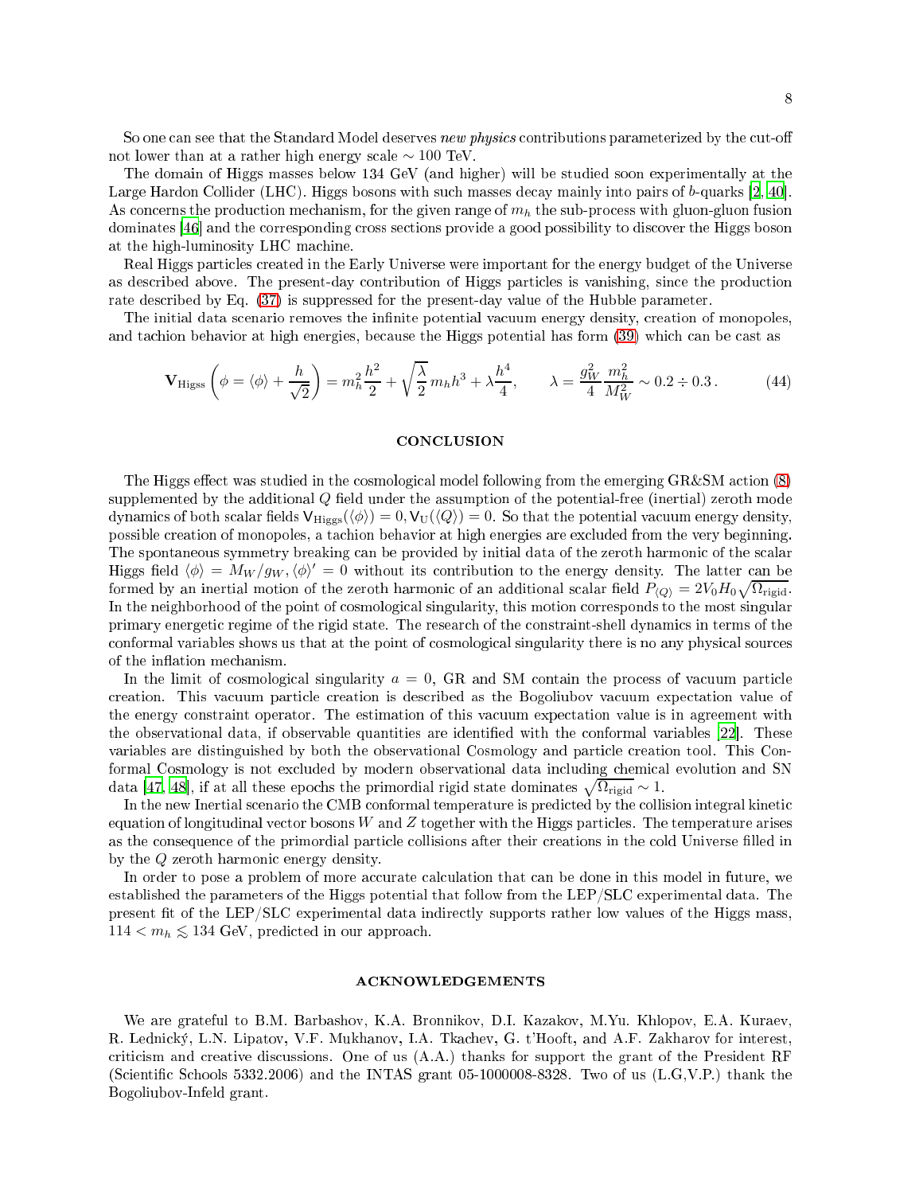So one can see that the Standard Model deserves *new physics* contributions parameterized by the cut-off not lower than at a rather high energy scale $\sim 100$ TeV.

The domain of Higgs masses below 134 GeV (and higher) will be studied soon experimentally at the Large Hardon Collider (LHC). Higgs bosons with such masses decay mainly into pairs of $b$-quarks [2, 40]. As concerns the production mechanism, for the given range of $m_h$ the sub-process with gluon-gluon fusion dominates [46] and the corresponding cross sections provide a good possibility to discover the Higgs boson at the high-luminosity LHC machine.

Real Higgs particles created in the Early Universe were important for the energy budget of the Universe as described above. The present-day contribution of Higgs particles is vanishing, since the production rate described by Eq. (37) is suppressed for the present-day value of the Hubble parameter.

The initial data scenario removes the infinite potential vacuum energy density, creation of monopoles, and tachion behavior at high energies, because the Higgs potential has form (39) which can be cast as

$$\mathbf{V}_{\rm Higss}\left(\phi=\langle\phi\rangle+\frac{h}{\sqrt{2}}\right)=m_h^2\frac{h^2}{2}+\sqrt{\frac{\lambda}{2}}\,m_h h^3+\lambda\frac{h^4}{4}, \qquad \lambda=\frac{g_W^2}{4}\frac{m_h^2}{M_W^2}\sim 0.2\div 0.3\,. \tag{44}$$

## CONCLUSION

The Higgs effect was studied in the cosmological model following from the emerging GR&SM action (8) supplemented by the additional $Q$ field under the assumption of the potential-free (inertial) zeroth mode dynamics of both scalar fields $\mathsf{V}_{\rm Higgs}(\langle\phi\rangle)=0, \mathsf{V}_{\rm U}(\langle Q\rangle)=0$. So that the potential vacuum energy density, possible creation of monopoles, a tachion behavior at high energies are excluded from the very beginning. The spontaneous symmetry breaking can be provided by initial data of the zeroth harmonic of the scalar Higgs field $\langle\phi\rangle=M_W/g_W, \langle\phi\rangle'=0$ without its contribution to the energy density. The latter can be formed by an inertial motion of the zeroth harmonic of an additional scalar field $P_{\langle Q\rangle}=2V_0H_0\sqrt{\Omega_{\rm rigid}}$. In the neighborhood of the point of cosmological singularity, this motion corresponds to the most singular primary energetic regime of the rigid state. The research of the constraint-shell dynamics in terms of the conformal variables shows us that at the point of cosmological singularity there is no any physical sources of the inflation mechanism.

In the limit of cosmological singularity $a=0$, GR and SM contain the process of vacuum particle creation. This vacuum particle creation is described as the Bogoliubov vacuum expectation value of the energy constraint operator. The estimation of this vacuum expectation value is in agreement with the observational data, if observable quantities are identified with the conformal variables [22]. These variables are distinguished by both the observational Cosmology and particle creation tool. This Conformal Cosmology is not excluded by modern observational data including chemical evolution and SN data [47, 48], if at all these epochs the primordial rigid state dominates $\sqrt{\Omega_{\rm rigid}}\sim 1$.

In the new Inertial scenario the CMB conformal temperature is predicted by the collision integral kinetic equation of longitudinal vector bosons $W$ and $Z$ together with the Higgs particles. The temperature arises as the consequence of the primordial particle collisions after their creations in the cold Universe filled in by the $Q$ zeroth harmonic energy density.

In order to pose a problem of more accurate calculation that can be done in this model in future, we established the parameters of the Higgs potential that follow from the LEP/SLC experimental data. The present fit of the LEP/SLC experimental data indirectly supports rather low values of the Higgs mass, $114 < m_h \lesssim 134$ GeV, predicted in our approach.

## ACKNOWLEDGEMENTS

We are grateful to B.M. Barbashov, K.A. Bronnikov, D.I. Kazakov, M.Yu. Khlopov, E.A. Kuraev, R. Lednický, L.N. Lipatov, V.F. Mukhanov, I.A. Tkachev, G. t'Hooft, and A.F. Zakharov for interest, criticism and creative discussions. One of us (A.A.) thanks for support the grant of the President RF (Scientific Schools 5332.2006) and the INTAS grant 05-1000008-8328. Two of us (L.G,V.P.) thank the Bogoliubov-Infeld grant.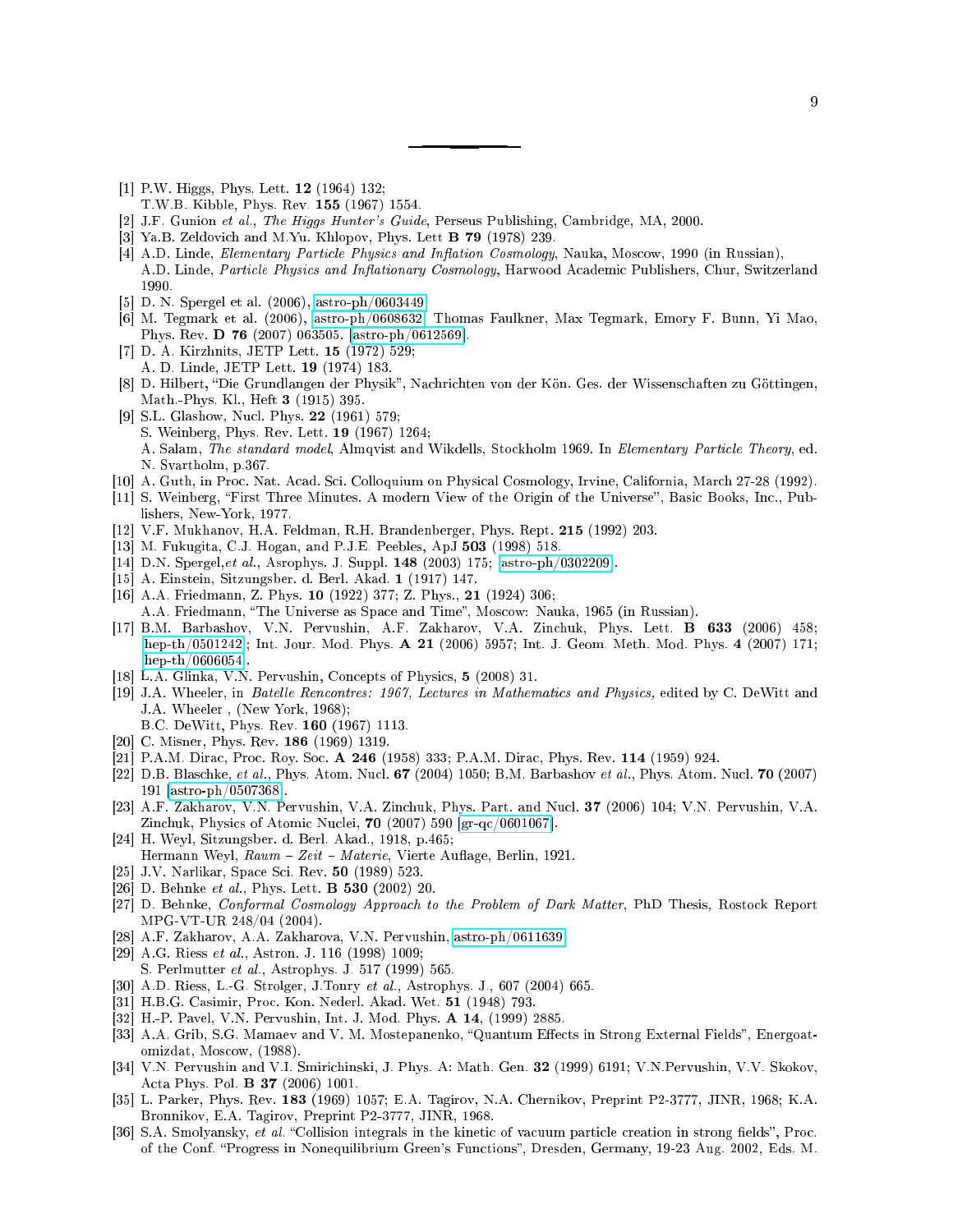---

[1] P.W. Higgs, Phys. Lett. **12** (1964) 132;
T.W.B. Kibble, Phys. Rev. **155** (1967) 1554.

[2] J.F. Gunion *et al.*, *The Higgs Hunter's Guide*, Perseus Publishing, Cambridge, MA, 2000.

[3] Ya.B. Zeldovich and M.Yu. Khlopov, Phys. Lett **B 79** (1978) 239.

[4] A.D. Linde, *Elementary Particle Physics and Inflation Cosmology*, Nauka, Moscow, 1990 (in Russian),
A.D. Linde, *Particle Physics and Inflationary Cosmology*, Harwood Academic Publishers, Chur, Switzerland 1990.

[5] D. N. Spergel et al. (2006), astro-ph/0603449

[6] M. Tegmark et al. (2006), astro-ph/0608632; Thomas Faulkner, Max Tegmark, Emory F. Bunn, Yi Mao, Phys. Rev. **D 76** (2007) 063505. [astro-ph/0612569].

[7] D. A. Kirzhnits, JETP Lett. **15** (1972) 529;
A. D. Linde, JETP Lett. **19** (1974) 183.

[8] D. Hilbert, "Die Grundlangen der Physik", Nachrichten von der Kön. Ges. der Wissenschaften zu Göttingen, Math.-Phys. Kl., Heft **3** (1915) 395.

[9] S.L. Glashow, Nucl. Phys. **22** (1961) 579;
S. Weinberg, Phys. Rev. Lett. **19** (1967) 1264;
A. Salam, *The standard model*, Almqvist and Wikdells, Stockholm 1969. In *Elementary Particle Theory*, ed. N. Svartholm, p.367.

[10] A. Guth, in Proc. Nat. Acad. Sci. Colloquium on Physical Cosmology, Irvine, California, March 27-28 (1992).

[11] S. Weinberg, "First Three Minutes. A modern View of the Origin of the Universe", Basic Books, Inc., Publishers, New-York, 1977.

[12] V.F. Mukhanov, H.A. Feldman, R.H. Brandenberger, Phys. Rept. **215** (1992) 203.

[13] M. Fukugita, C.J. Hogan, and P.J.E. Peebles, ApJ **503** (1998) 518.

[14] D.N. Spergel,*et al.*, Asrophys. J. Suppl. **148** (2003) 175; astro-ph/0302209.

[15] A. Einstein, Sitzungsber. d. Berl. Akad. **1** (1917) 147.

[16] A.A. Friedmann, Z. Phys. **10** (1922) 377; Z. Phys., **21** (1924) 306;
A.A. Friedmann, "The Universe as Space and Time", Moscow: Nauka, 1965 (in Russian).

[17] B.M. Barbashov, V.N. Pervushin, A.F. Zakharov, V.A. Zinchuk, Phys. Lett. **B 633** (2006) 458; hep-th/0501242; Int. Jour. Mod. Phys. **A 21** (2006) 5957; Int. J. Geom. Meth. Mod. Phys. **4** (2007) 171; hep-th/0606054.

[18] L.A. Glinka, V.N. Pervushin, Concepts of Physics, **5** (2008) 31.

[19] J.A. Wheeler, in *Batelle Rencontres: 1967, Lectures in Mathematics and Physics,* edited by C. DeWitt and J.A. Wheeler , (New York, 1968);
B.C. DeWitt, Phys. Rev. **160** (1967) 1113.

[20] C. Misner, Phys. Rev. **186** (1969) 1319.

[21] P.A.M. Dirac, Proc. Roy. Soc. **A 246** (1958) 333; P.A.M. Dirac, Phys. Rev. **114** (1959) 924.

[22] D.B. Blaschke, *et al.*, Phys. Atom. Nucl. **67** (2004) 1050; B.M. Barbashov *et al.*, Phys. Atom. Nucl. **70** (2007) 191 [astro-ph/0507368].

[23] A.F. Zakharov, V.N. Pervushin, V.A. Zinchuk, Phys. Part. and Nucl. **37** (2006) 104; V.N. Pervushin, V.A. Zinchuk, Physics of Atomic Nuclei, **70** (2007) 590 [gr-qc/0601067].

[24] H. Weyl, Sitzungsber. d. Berl. Akad., 1918, p.465;
Hermann Weyl, *Raum – Zeit – Materie*, Vierte Auflage, Berlin, 1921.

[25] J.V. Narlikar, Space Sci. Rev. **50** (1989) 523.

[26] D. Behnke *et al.*, Phys. Lett. **B 530** (2002) 20.

[27] D. Behnke, *Conformal Cosmology Approach to the Problem of Dark Matter*, PhD Thesis, Rostock Report MPG-VT-UR 248/04 (2004).

[28] A.F. Zakharov, A.A. Zakharova, V.N. Pervushin, astro-ph/0611639.

[29] A.G. Riess *et al.*, Astron. J. 116 (1998) 1009;
S. Perlmutter *et al.*, Astrophys. J. 517 (1999) 565.

[30] A.D. Riess, L.-G. Strolger, J.Tonry *et al.*, Astrophys. J., 607 (2004) 665.

[31] H.B.G. Casimir, Proc. Kon. Nederl. Akad. Wet. **51** (1948) 793.

[32] H.-P. Pavel, V.N. Pervushin, Int. J. Mod. Phys. **A 14**, (1999) 2885.

[33] A.A. Grib, S.G. Mamaev and V. M. Mostepanenko, "Quantum Effects in Strong External Fields", Energoatomizdat, Moscow, (1988).

[34] V.N. Pervushin and V.I. Smirichinski, J. Phys. A: Math. Gen. **32** (1999) 6191; V.N.Pervushin, V.V. Skokov, Acta Phys. Pol. **B 37** (2006) 1001.

[35] L. Parker, Phys. Rev. **183** (1969) 1057; E.A. Tagirov, N.A. Chernikov, Preprint P2-3777, JINR, 1968; K.A. Bronnikov, E.A. Tagirov, Preprint P2-3777, JINR, 1968.

[36] S.A. Smolyansky, *et al.* "Collision integrals in the kinetic of vacuum particle creation in strong fields", Proc. of the Conf. "Progress in Nonequilibrium Green's Functions", Dresden, Germany, 19-23 Aug. 2002, Eds. M.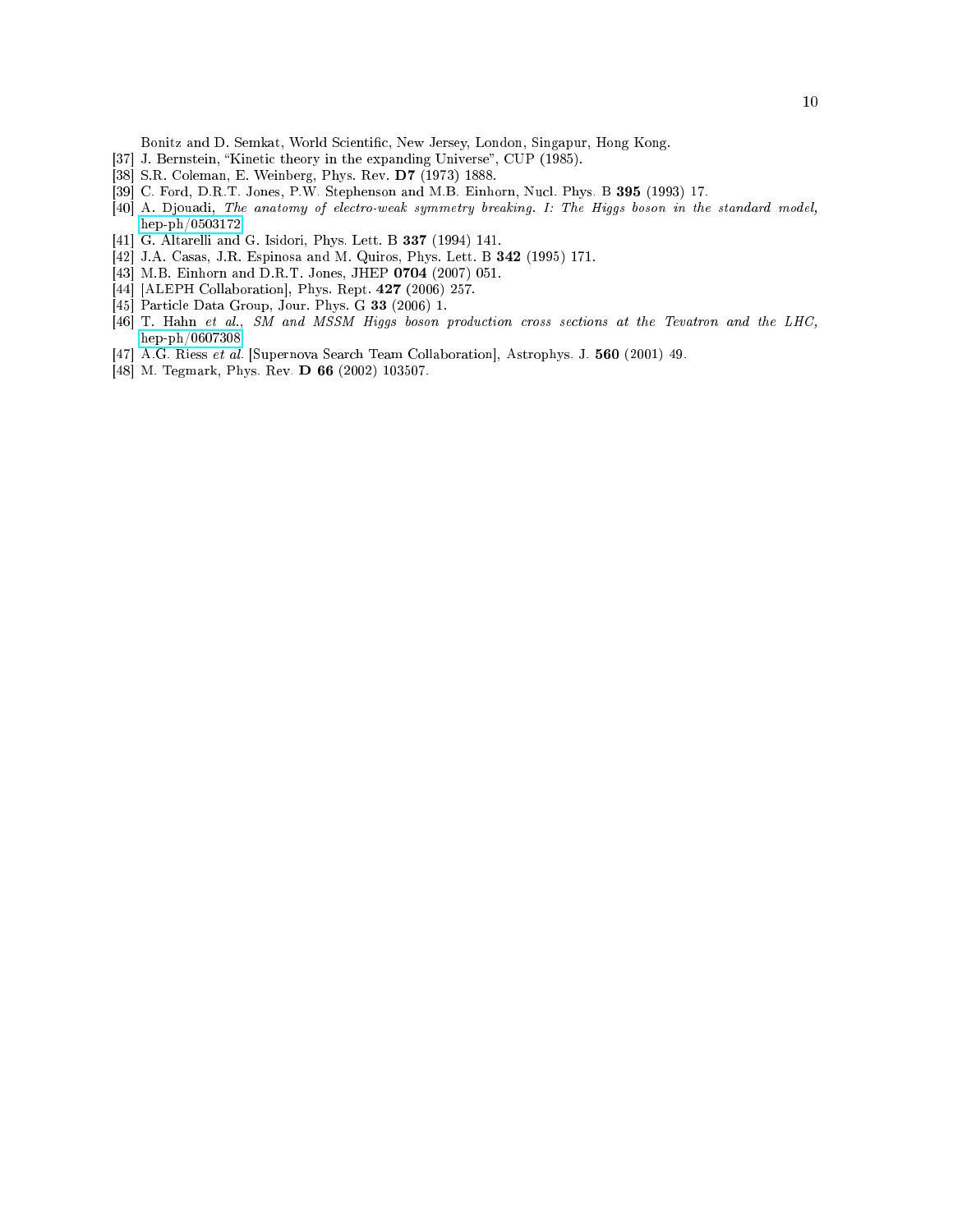Bonitz and D. Semkat, World Scientific, New Jersey, London, Singapur, Hong Kong.

[37] J. Bernstein, "Kinetic theory in the expanding Universe", CUP (1985).

[38] S.R. Coleman, E. Weinberg, Phys. Rev. **D7** (1973) 1888.

[39] C. Ford, D.R.T. Jones, P.W. Stephenson and M.B. Einhorn, Nucl. Phys. B **395** (1993) 17.

[40] A. Djouadi, *The anatomy of electro-weak symmetry breaking. I: The Higgs boson in the standard model,* hep-ph/0503172

[41] G. Altarelli and G. Isidori, Phys. Lett. B **337** (1994) 141.

[42] J.A. Casas, J.R. Espinosa and M. Quiros, Phys. Lett. B **342** (1995) 171.

[43] M.B. Einhorn and D.R.T. Jones, JHEP **0704** (2007) 051.

[44] [ALEPH Collaboration], Phys. Rept. **427** (2006) 257.

[45] Particle Data Group, Jour. Phys. G **33** (2006) 1.

[46] T. Hahn *et al.*, *SM and MSSM Higgs boson production cross sections at the Tevatron and the LHC,* hep-ph/0607308

[47] A.G. Riess *et al.* [Supernova Search Team Collaboration], Astrophys. J. **560** (2001) 49.

[48] M. Tegmark, Phys. Rev. **D 66** (2002) 103507.